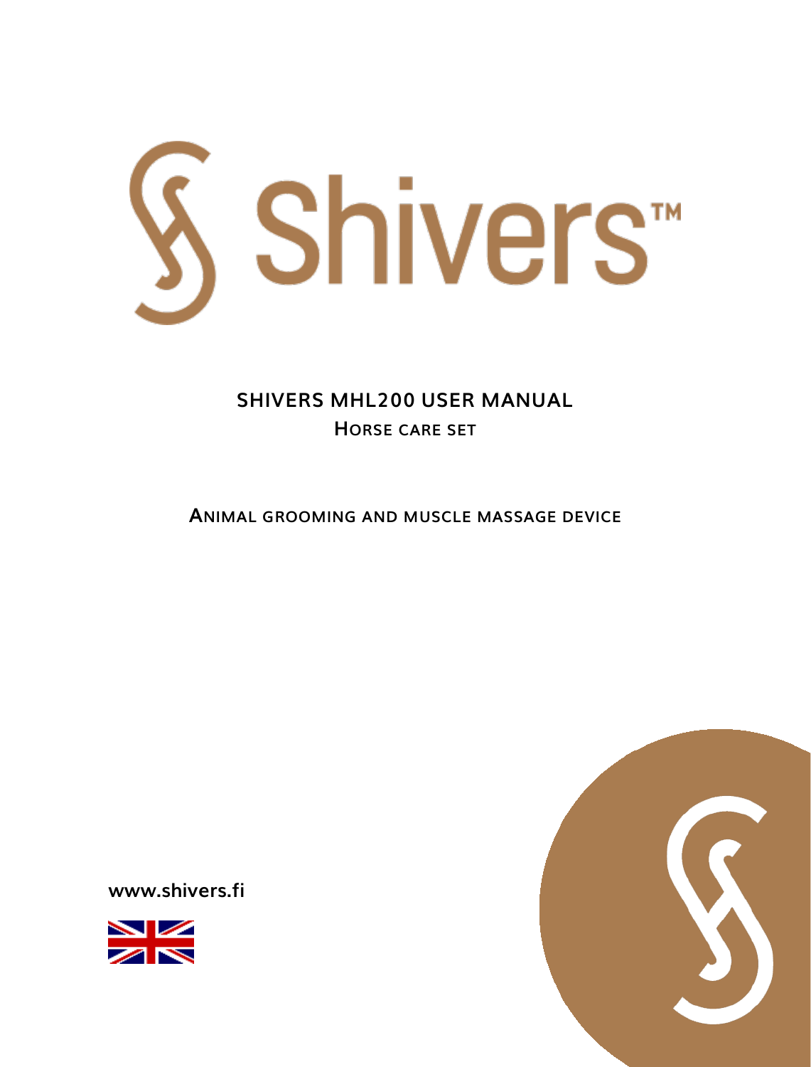# Shivers™

## SHIVERS MHL200 USER MANUAL

### Horse care set

### Animal grooming and muscle massage device

www.shivers.fi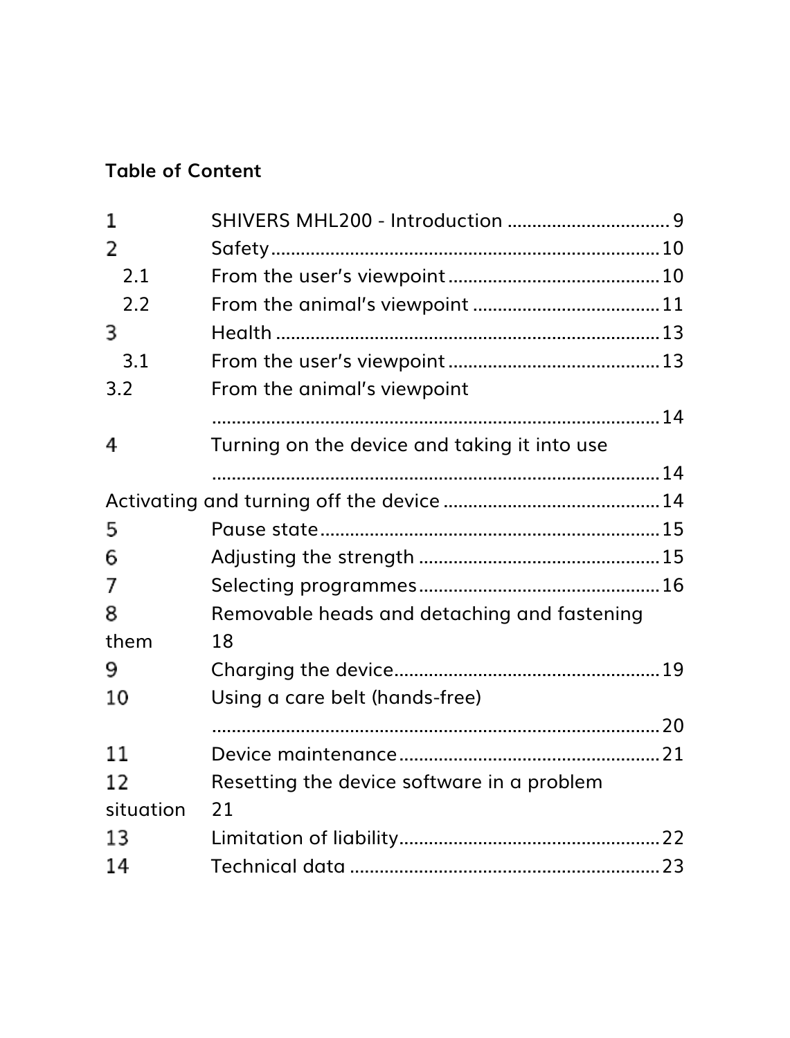**Table of Content**

| | | |
|---|---|---|
| 1 | SHIVERS MHL200 - Introduction | 9 |
| 2 | Safety | 10 |
| 2.1 | From the user's viewpoint | 10 |
| 2.2 | From the animal's viewpoint | 11 |
| 3 | Health | 13 |
| 3.1 | From the user's viewpoint | 13 |
| 3.2 | From the animal's viewpoint | 14 |
| 4 | Turning on the device and taking it into use | 14 |
| | Activating and turning off the device | 14 |
| 5 | Pause state | 15 |
| 6 | Adjusting the strength | 15 |
| 7 | Selecting programmes | 16 |
| 8 | Removable heads and detaching and fastening them | 18 |
| 9 | Charging the device | 19 |
| 10 | Using a care belt (hands-free) | 20 |
| 11 | Device maintenance | 21 |
| 12 | Resetting the device software in a problem situation | 21 |
| 13 | Limitation of liability | 22 |
| 14 | Technical data | 23 |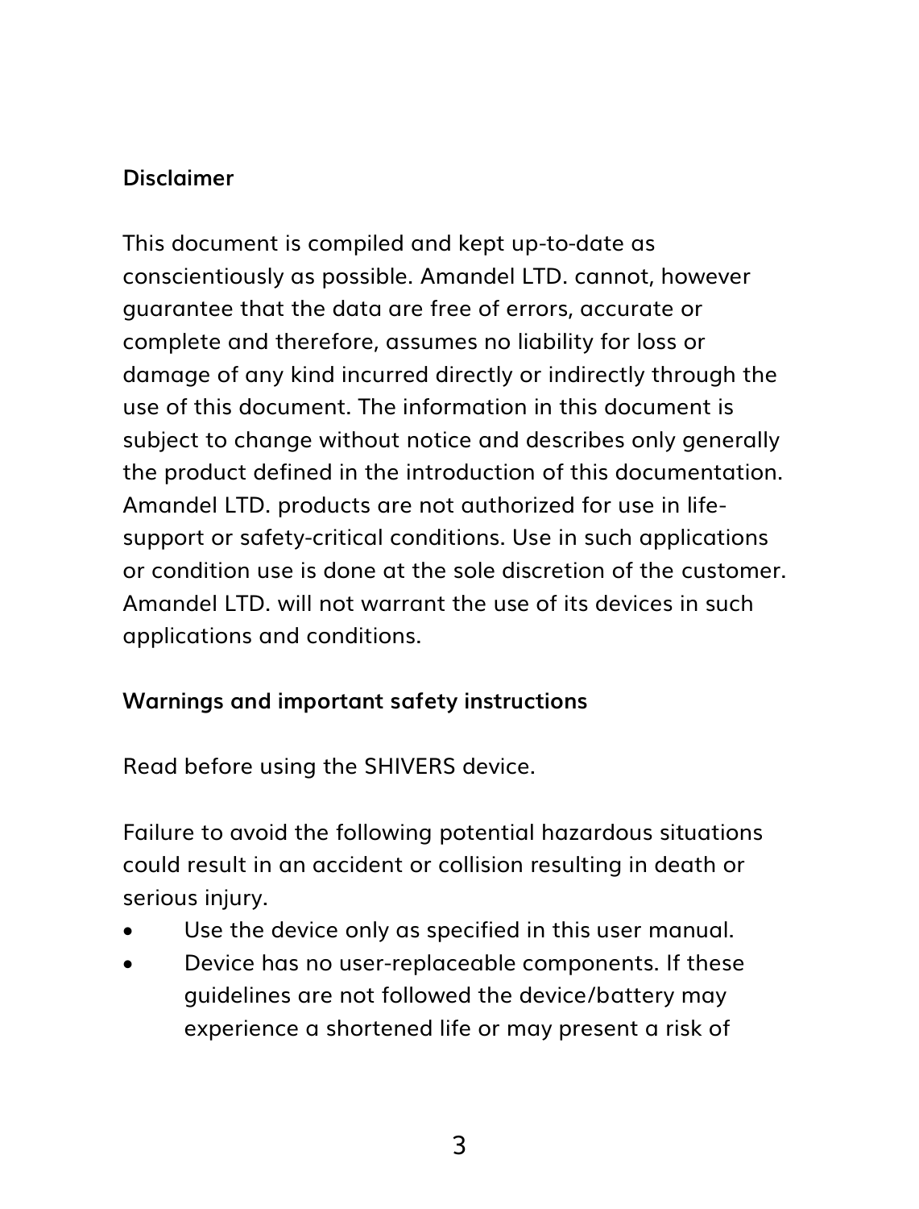## Disclaimer

This document is compiled and kept up-to-date as conscientiously as possible. Amandel LTD. cannot, however guarantee that the data are free of errors, accurate or complete and therefore, assumes no liability for loss or damage of any kind incurred directly or indirectly through the use of this document. The information in this document is subject to change without notice and describes only generally the product defined in the introduction of this documentation. Amandel LTD. products are not authorized for use in life-support or safety-critical conditions. Use in such applications or condition use is done at the sole discretion of the customer. Amandel LTD. will not warrant the use of its devices in such applications and conditions.

## Warnings and important safety instructions

Read before using the SHIVERS device.

Failure to avoid the following potential hazardous situations could result in an accident or collision resulting in death or serious injury.

- Use the device only as specified in this user manual.
- Device has no user-replaceable components. If these guidelines are not followed the device/battery may experience a shortened life or may present a risk of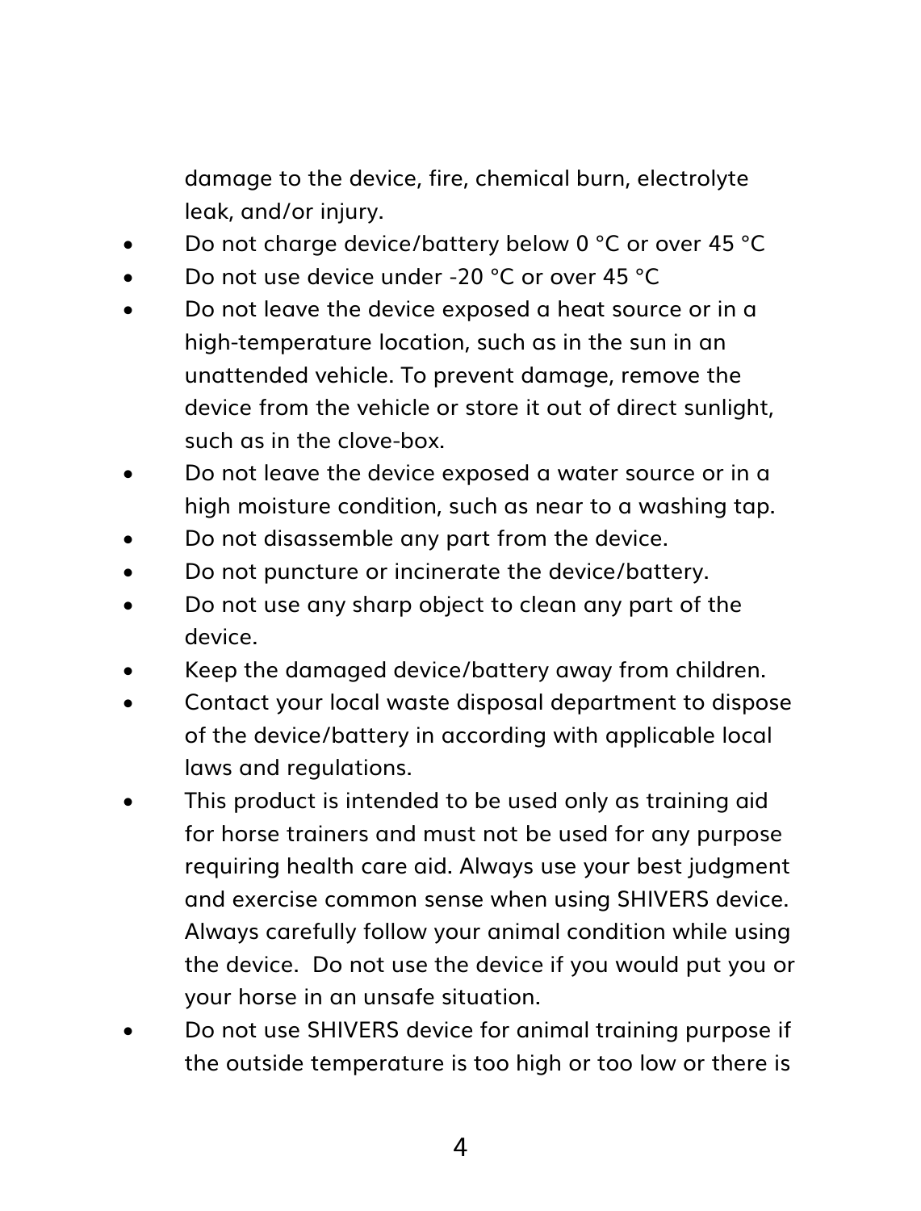damage to the device, fire, chemical burn, electrolyte leak, and/or injury.

- Do not charge device/battery below 0 °C or over 45 °C
- Do not use device under -20 °C or over 45 °C
- Do not leave the device exposed a heat source or in a high-temperature location, such as in the sun in an unattended vehicle. To prevent damage, remove the device from the vehicle or store it out of direct sunlight, such as in the clove-box.
- Do not leave the device exposed a water source or in a high moisture condition, such as near to a washing tap.
- Do not disassemble any part from the device.
- Do not puncture or incinerate the device/battery.
- Do not use any sharp object to clean any part of the device.
- Keep the damaged device/battery away from children.
- Contact your local waste disposal department to dispose of the device/battery in according with applicable local laws and regulations.
- This product is intended to be used only as training aid for horse trainers and must not be used for any purpose requiring health care aid. Always use your best judgment and exercise common sense when using SHIVERS device. Always carefully follow your animal condition while using the device. Do not use the device if you would put you or your horse in an unsafe situation.
- Do not use SHIVERS device for animal training purpose if the outside temperature is too high or too low or there is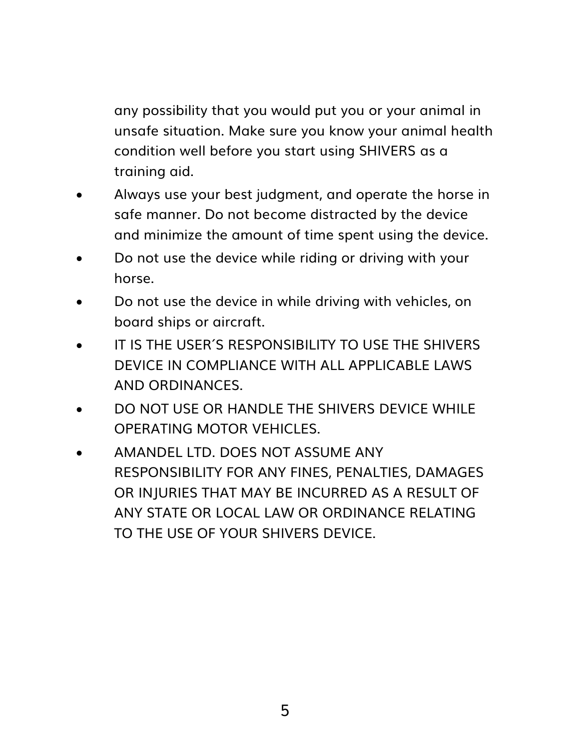any possibility that you would put you or your animal in unsafe situation. Make sure you know your animal health condition well before you start using SHIVERS as a training aid.

- Always use your best judgment, and operate the horse in safe manner. Do not become distracted by the device and minimize the amount of time spent using the device.
- Do not use the device while riding or driving with your horse.
- Do not use the device in while driving with vehicles, on board ships or aircraft.
- IT IS THE USER´S RESPONSIBILITY TO USE THE SHIVERS DEVICE IN COMPLIANCE WITH ALL APPLICABLE LAWS AND ORDINANCES.
- DO NOT USE OR HANDLE THE SHIVERS DEVICE WHILE OPERATING MOTOR VEHICLES.
- AMANDEL LTD. DOES NOT ASSUME ANY RESPONSIBILITY FOR ANY FINES, PENALTIES, DAMAGES OR INJURIES THAT MAY BE INCURRED AS A RESULT OF ANY STATE OR LOCAL LAW OR ORDINANCE RELATING TO THE USE OF YOUR SHIVERS DEVICE.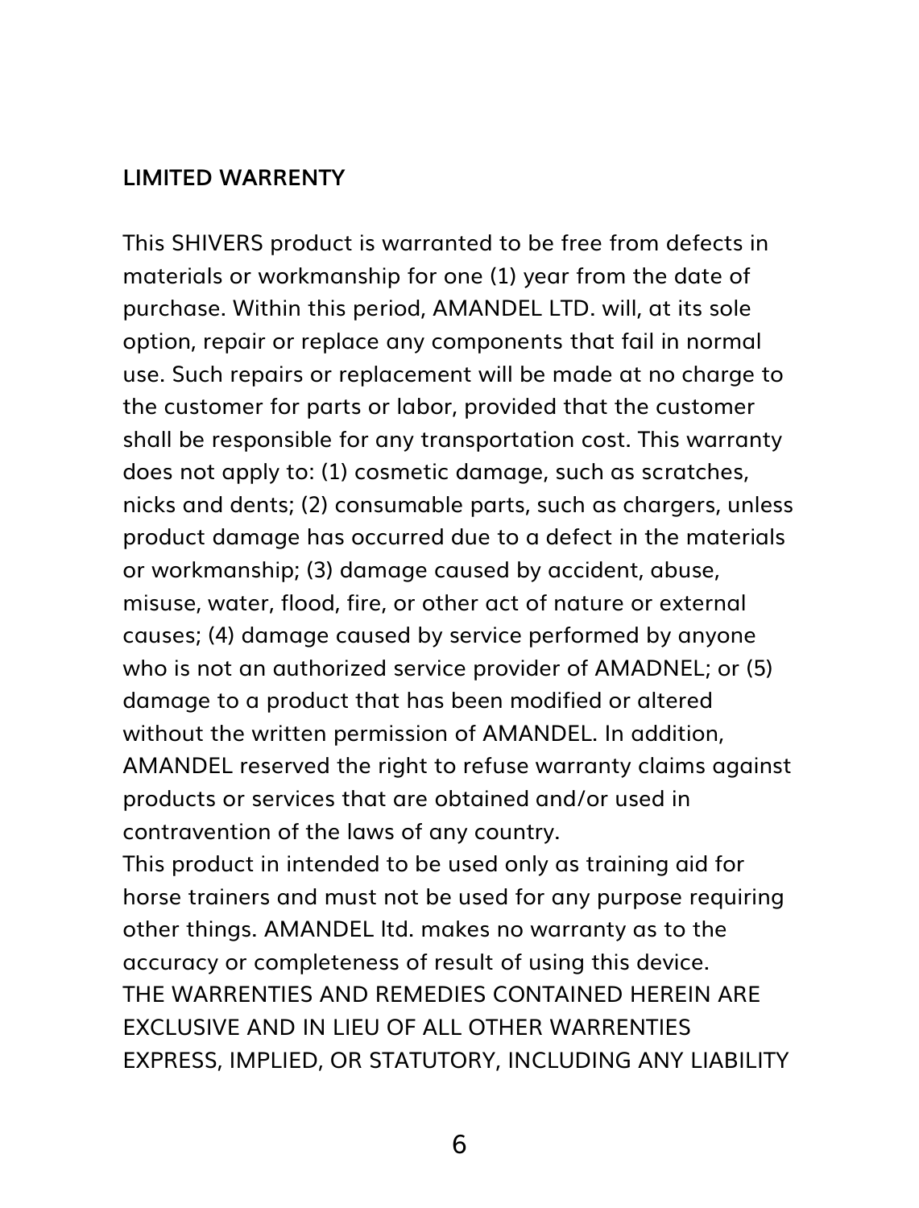**LIMITED WARRENTY**

This SHIVERS product is warranted to be free from defects in materials or workmanship for one (1) year from the date of purchase. Within this period, AMANDEL LTD. will, at its sole option, repair or replace any components that fail in normal use. Such repairs or replacement will be made at no charge to the customer for parts or labor, provided that the customer shall be responsible for any transportation cost. This warranty does not apply to: (1) cosmetic damage, such as scratches, nicks and dents; (2) consumable parts, such as chargers, unless product damage has occurred due to a defect in the materials or workmanship; (3) damage caused by accident, abuse, misuse, water, flood, fire, or other act of nature or external causes; (4) damage caused by service performed by anyone who is not an authorized service provider of AMADNEL; or (5) damage to a product that has been modified or altered without the written permission of AMANDEL. In addition, AMANDEL reserved the right to refuse warranty claims against products or services that are obtained and/or used in contravention of the laws of any country.
This product in intended to be used only as training aid for horse trainers and must not be used for any purpose requiring other things. AMANDEL ltd. makes no warranty as to the accuracy or completeness of result of using this device.
THE WARRENTIES AND REMEDIES CONTAINED HEREIN ARE EXCLUSIVE AND IN LIEU OF ALL OTHER WARRENTIES EXPRESS, IMPLIED, OR STATUTORY, INCLUDING ANY LIABILITY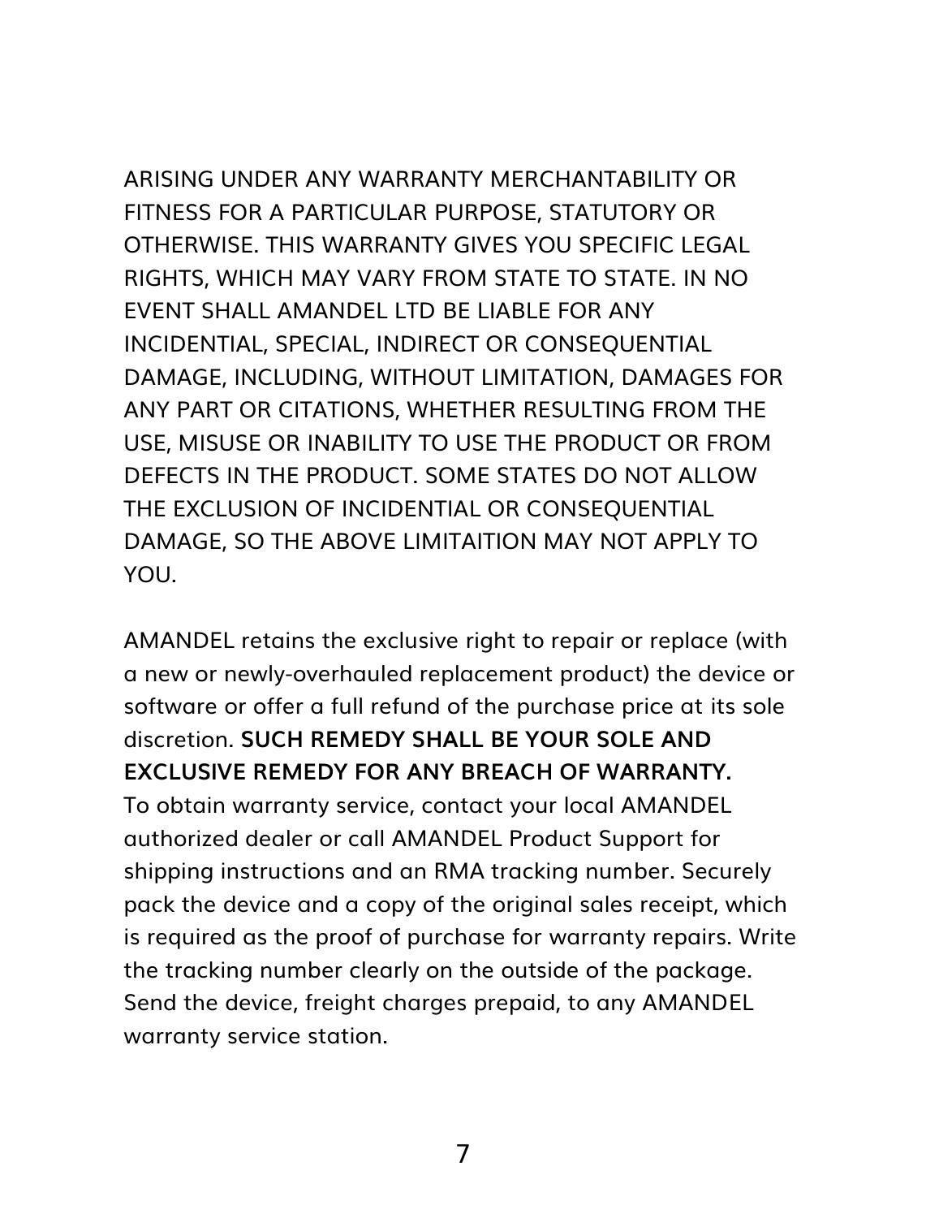ARISING UNDER ANY WARRANTY MERCHANTABILITY OR FITNESS FOR A PARTICULAR PURPOSE, STATUTORY OR OTHERWISE. THIS WARRANTY GIVES YOU SPECIFIC LEGAL RIGHTS, WHICH MAY VARY FROM STATE TO STATE. IN NO EVENT SHALL AMANDEL LTD BE LIABLE FOR ANY INCIDENTIAL, SPECIAL, INDIRECT OR CONSEQUENTIAL DAMAGE, INCLUDING, WITHOUT LIMITATION, DAMAGES FOR ANY PART OR CITATIONS, WHETHER RESULTING FROM THE USE, MISUSE OR INABILITY TO USE THE PRODUCT OR FROM DEFECTS IN THE PRODUCT. SOME STATES DO NOT ALLOW THE EXCLUSION OF INCIDENTIAL OR CONSEQUENTIAL DAMAGE, SO THE ABOVE LIMITAITION MAY NOT APPLY TO YOU.

AMANDEL retains the exclusive right to repair or replace (with a new or newly-overhauled replacement product) the device or software or offer a full refund of the purchase price at its sole discretion. **SUCH REMEDY SHALL BE YOUR SOLE AND EXCLUSIVE REMEDY FOR ANY BREACH OF WARRANTY.** To obtain warranty service, contact your local AMANDEL authorized dealer or call AMANDEL Product Support for shipping instructions and an RMA tracking number. Securely pack the device and a copy of the original sales receipt, which is required as the proof of purchase for warranty repairs. Write the tracking number clearly on the outside of the package. Send the device, freight charges prepaid, to any AMANDEL warranty service station.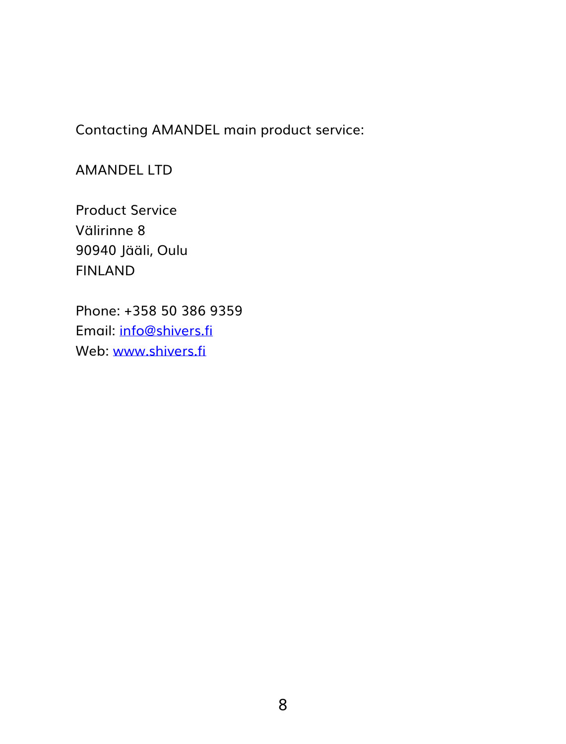Contacting AMANDEL main product service:

AMANDEL LTD

Product Service
Välirinne 8
90940 Jääli, Oulu
FINLAND

Phone: +358 50 386 9359
Email: [info@shivers.fi](mailto:info@shivers.fi)
Web: [www.shivers.fi](http://www.shivers.fi)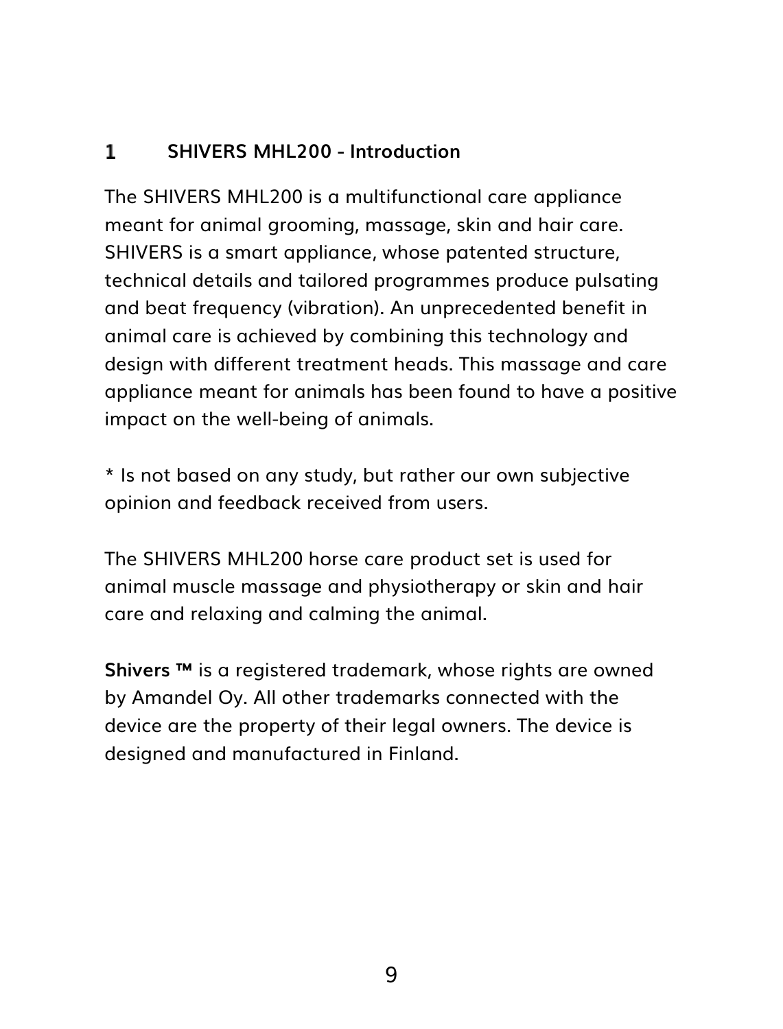# 1 SHIVERS MHL200 - Introduction

The SHIVERS MHL200 is a multifunctional care appliance meant for animal grooming, massage, skin and hair care. SHIVERS is a smart appliance, whose patented structure, technical details and tailored programmes produce pulsating and beat frequency (vibration). An unprecedented benefit in animal care is achieved by combining this technology and design with different treatment heads. This massage and care appliance meant for animals has been found to have a positive impact on the well-being of animals.

* Is not based on any study, but rather our own subjective opinion and feedback received from users.

The SHIVERS MHL200 horse care product set is used for animal muscle massage and physiotherapy or skin and hair care and relaxing and calming the animal.

**Shivers ™** is a registered trademark, whose rights are owned by Amandel Oy. All other trademarks connected with the device are the property of their legal owners. The device is designed and manufactured in Finland.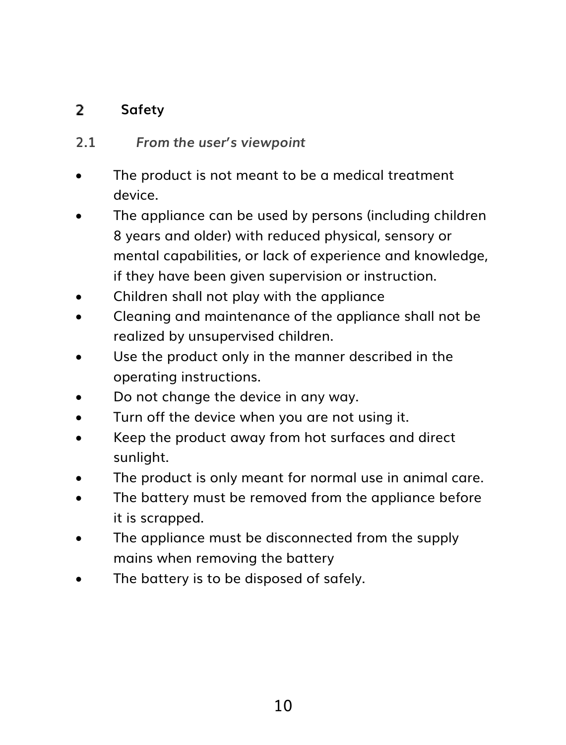# 2 Safety

## 2.1 *From the user's viewpoint*

- The product is not meant to be a medical treatment device.
- The appliance can be used by persons (including children 8 years and older) with reduced physical, sensory or mental capabilities, or lack of experience and knowledge, if they have been given supervision or instruction.
- Children shall not play with the appliance
- Cleaning and maintenance of the appliance shall not be realized by unsupervised children.
- Use the product only in the manner described in the operating instructions.
- Do not change the device in any way.
- Turn off the device when you are not using it.
- Keep the product away from hot surfaces and direct sunlight.
- The product is only meant for normal use in animal care.
- The battery must be removed from the appliance before it is scrapped.
- The appliance must be disconnected from the supply mains when removing the battery
- The battery is to be disposed of safely.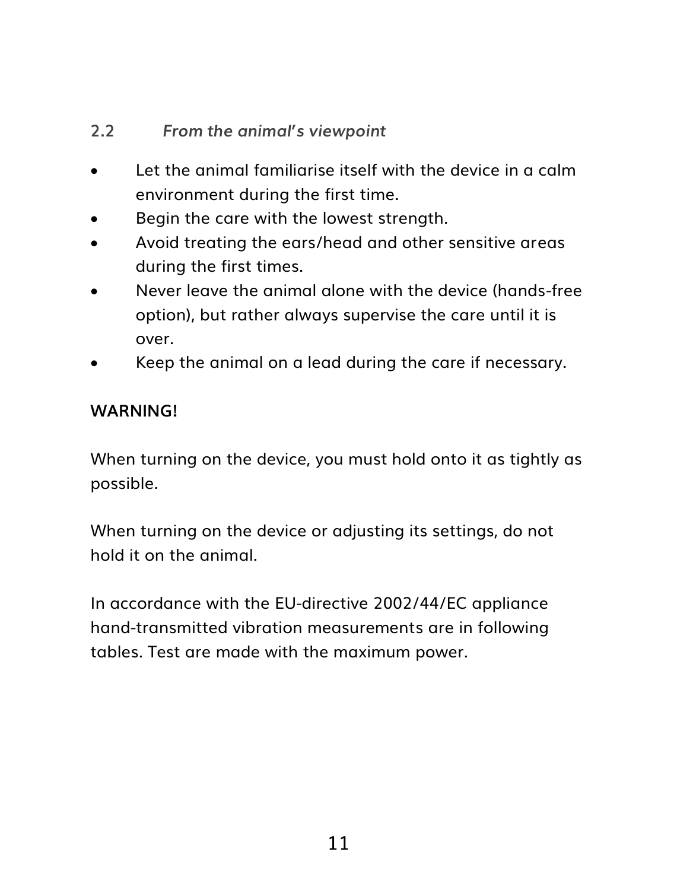## 2.2 *From the animal's viewpoint*

- Let the animal familiarise itself with the device in a calm environment during the first time.
- Begin the care with the lowest strength.
- Avoid treating the ears/head and other sensitive areas during the first times.
- Never leave the animal alone with the device (hands-free option), but rather always supervise the care until it is over.
- Keep the animal on a lead during the care if necessary.

**WARNING!**

When turning on the device, you must hold onto it as tightly as possible.

When turning on the device or adjusting its settings, do not hold it on the animal.

In accordance with the EU-directive 2002/44/EC appliance hand-transmitted vibration measurements are in following tables. Test are made with the maximum power.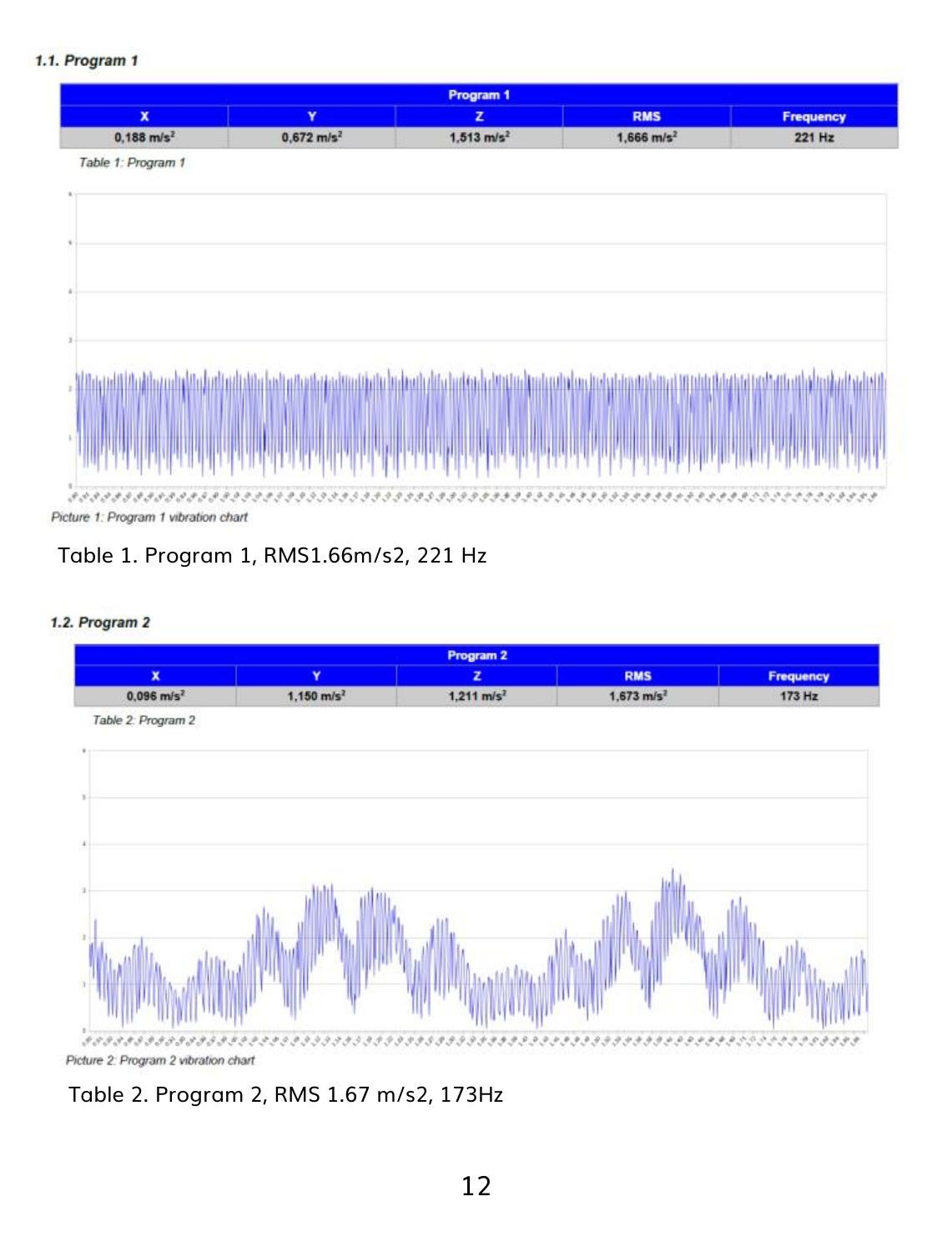### 1.1. Program 1

| Program 1 | | | | |
|---|---|---|---|---|
| X | Y | Z | RMS | Frequency |
| 0,188 $m/s^2$ | 0,672 $m/s^2$ | 1,513 $m/s^2$ | 1,666 $m/s^2$ | 221 Hz |

*Table 1: Program 1*

*Picture 1: Program 1 vibration chart*

Table 1. Program 1, RMS1.66m/s2, 221 Hz

### 1.2. Program 2

| Program 2 | | | | |
|---|---|---|---|---|
| X | Y | Z | RMS | Frequency |
| 0,096 $m/s^2$ | 1,150 $m/s^2$ | 1,211 $m/s^2$ | 1,673 $m/s^2$ | 173 Hz |

*Table 2: Program 2*

*Picture 2: Program 2 vibration chart*

Table 2. Program 2, RMS 1.67 m/s2, 173Hz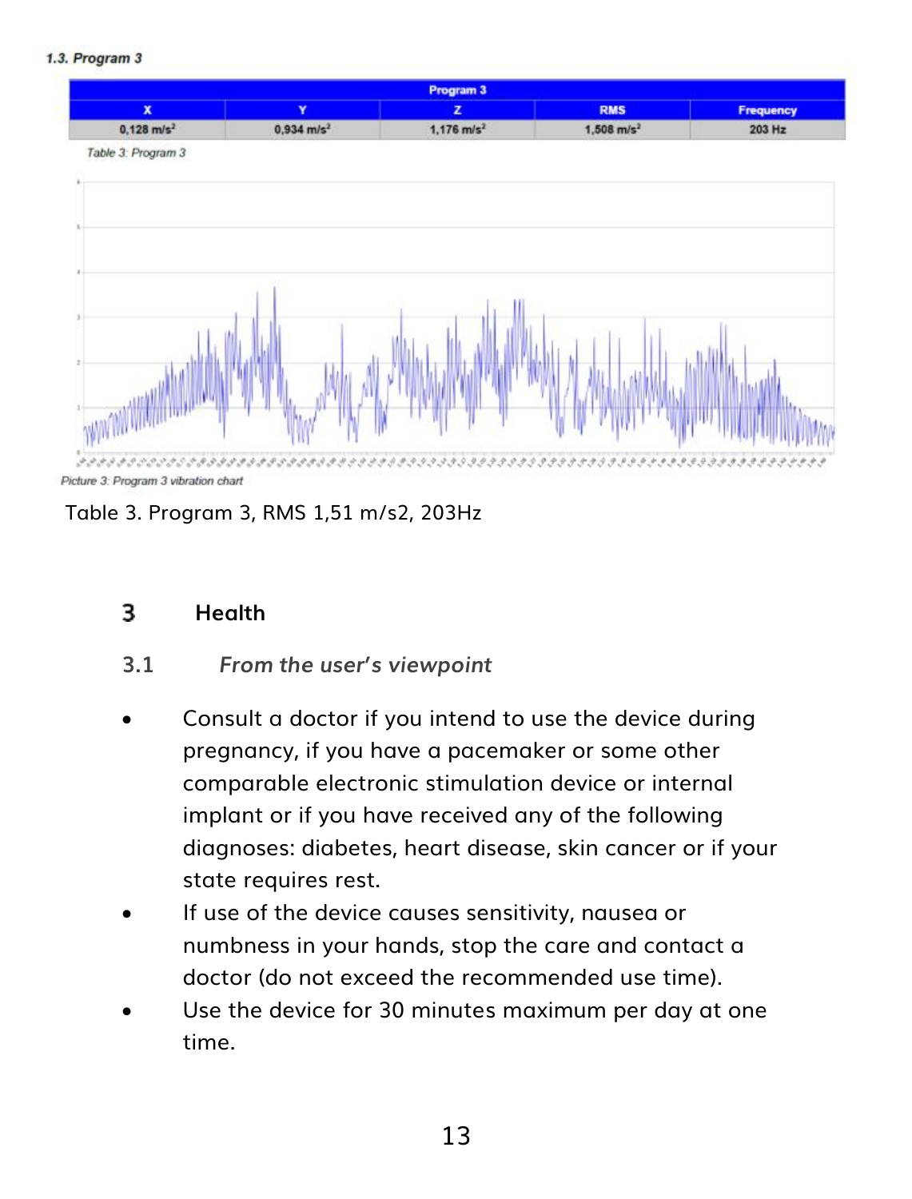*1.3. Program 3*

| Program 3 | | | | |
|---|---|---|---|---|
| X | Y | Z | RMS | Frequency |
| 0,128 m/s² | 0,934 m/s² | 1,176 m/s² | 1,508 m/s² | 203 Hz |

*Table 3: Program 3*

*Picture 3: Program 3 vibration chart*

Table 3. Program 3, RMS 1,51 m/s2, 203Hz

# 3 Health

## 3.1 *From the user's viewpoint*

- Consult a doctor if you intend to use the device during pregnancy, if you have a pacemaker or some other comparable electronic stimulation device or internal implant or if you have received any of the following diagnoses: diabetes, heart disease, skin cancer or if your state requires rest.
- If use of the device causes sensitivity, nausea or numbness in your hands, stop the care and contact a doctor (do not exceed the recommended use time).
- Use the device for 30 minutes maximum per day at one time.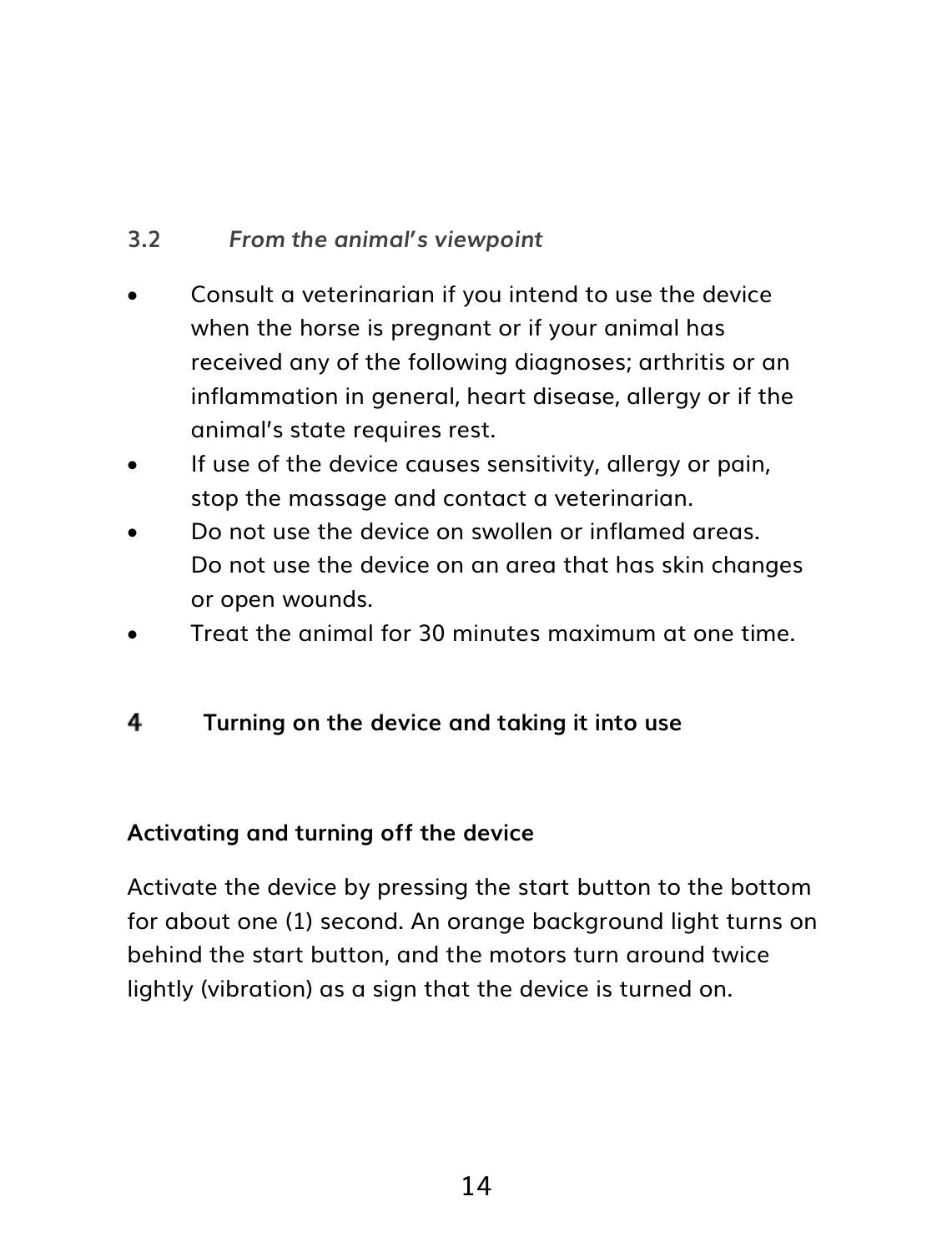### 3.2 *From the animal's viewpoint*

- Consult a veterinarian if you intend to use the device when the horse is pregnant or if your animal has received any of the following diagnoses; arthritis or an inflammation in general, heart disease, allergy or if the animal's state requires rest.
- If use of the device causes sensitivity, allergy or pain, stop the massage and contact a veterinarian.
- Do not use the device on swollen or inflamed areas. Do not use the device on an area that has skin changes or open wounds.
- Treat the animal for 30 minutes maximum at one time.

## 4 Turning on the device and taking it into use

**Activating and turning off the device**

Activate the device by pressing the start button to the bottom for about one (1) second. An orange background light turns on behind the start button, and the motors turn around twice lightly (vibration) as a sign that the device is turned on.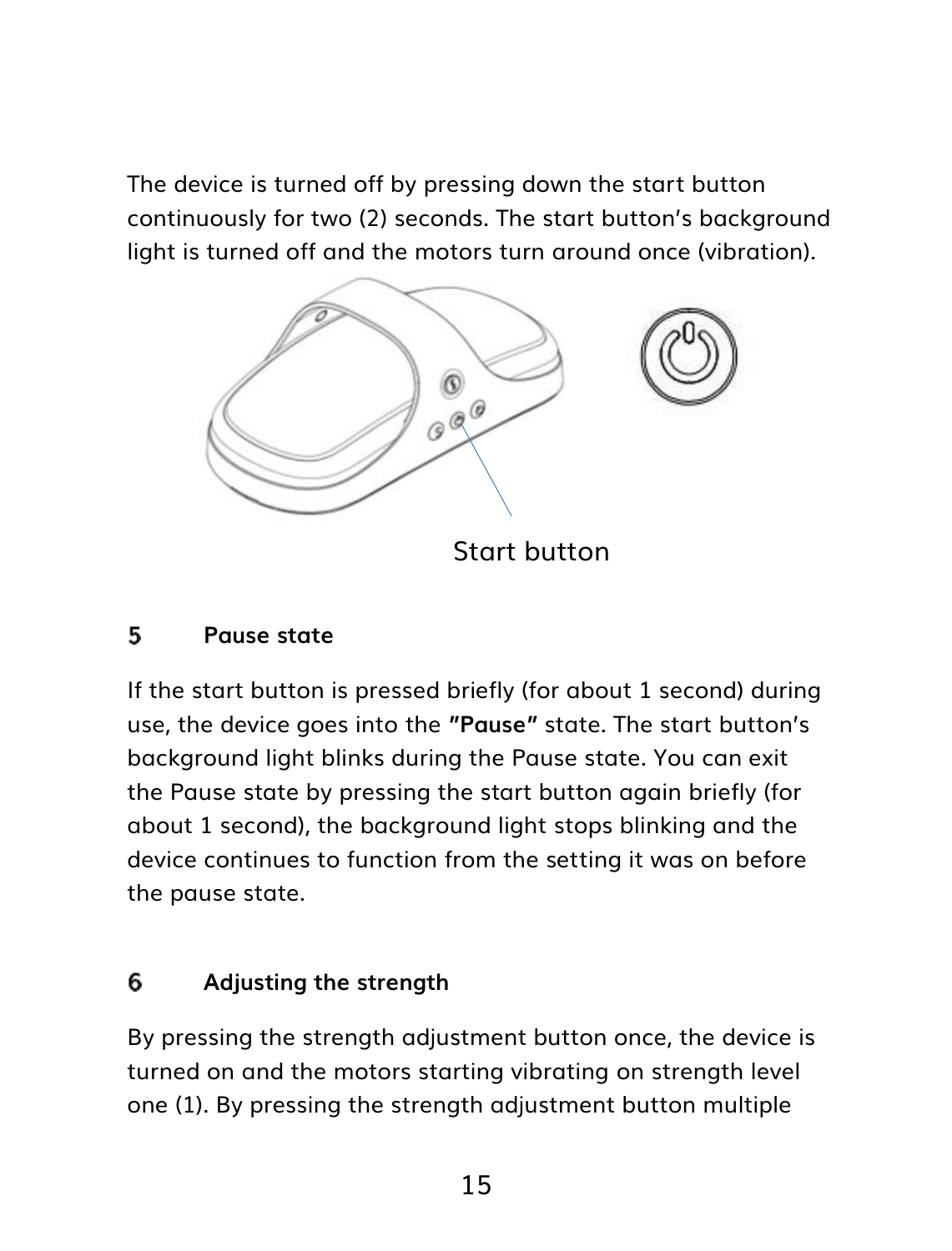The device is turned off by pressing down the start button continuously for two (2) seconds. The start button's background light is turned off and the motors turn around once (vibration).

Start button

## 5 Pause state

If the start button is pressed briefly (for about 1 second) during use, the device goes into the **"Pause"** state. The start button's background light blinks during the Pause state. You can exit the Pause state by pressing the start button again briefly (for about 1 second), the background light stops blinking and the device continues to function from the setting it was on before the pause state.

## 6 Adjusting the strength

By pressing the strength adjustment button once, the device is turned on and the motors starting vibrating on strength level one (1). By pressing the strength adjustment button multiple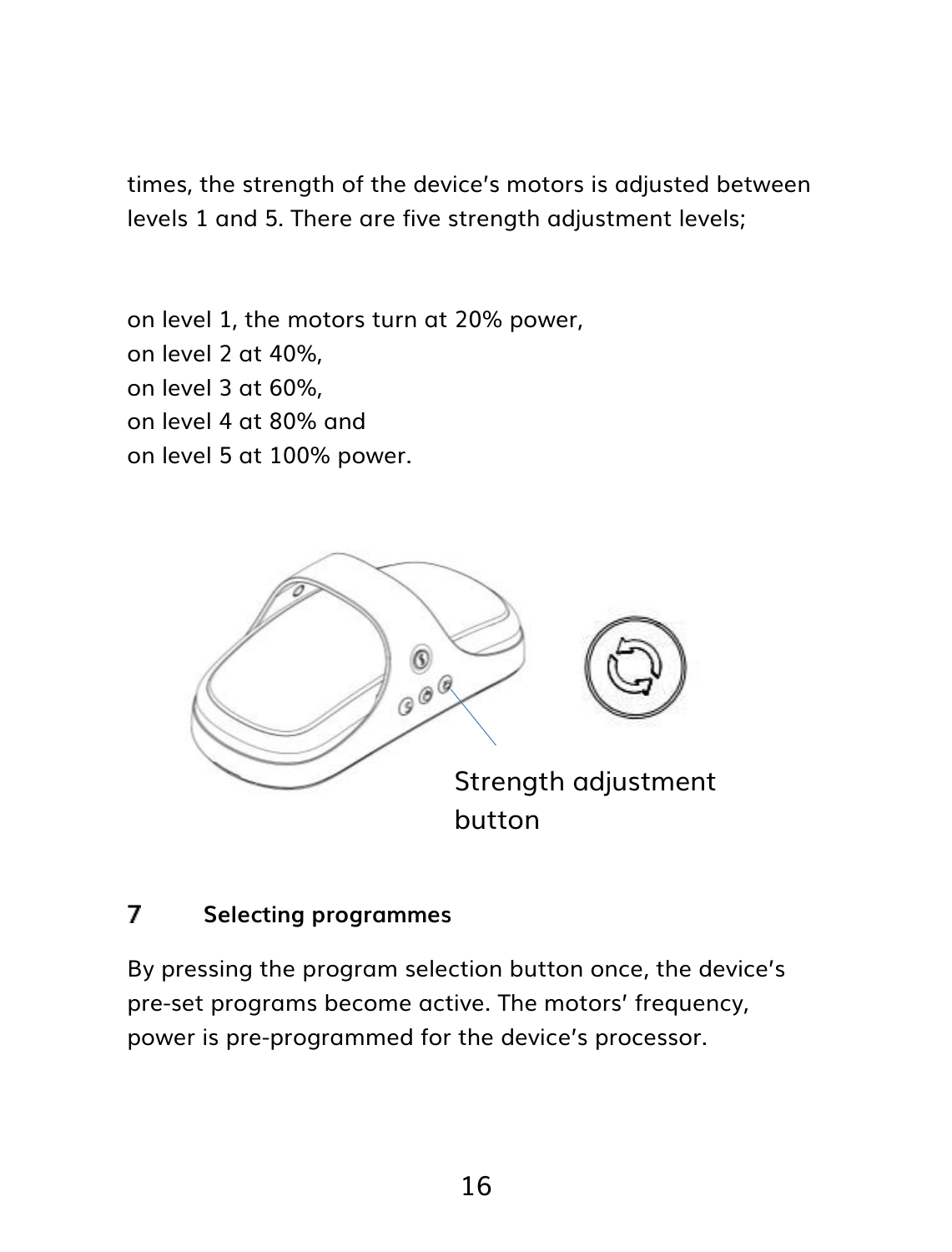times, the strength of the device's motors is adjusted between levels 1 and 5. There are five strength adjustment levels;

on level 1, the motors turn at 20% power,
on level 2 at 40%,
on level 3 at 60%,
on level 4 at 80% and
on level 5 at 100% power.

Strength adjustment button

## 7 Selecting programmes

By pressing the program selection button once, the device's pre-set programs become active. The motors' frequency, power is pre-programmed for the device's processor.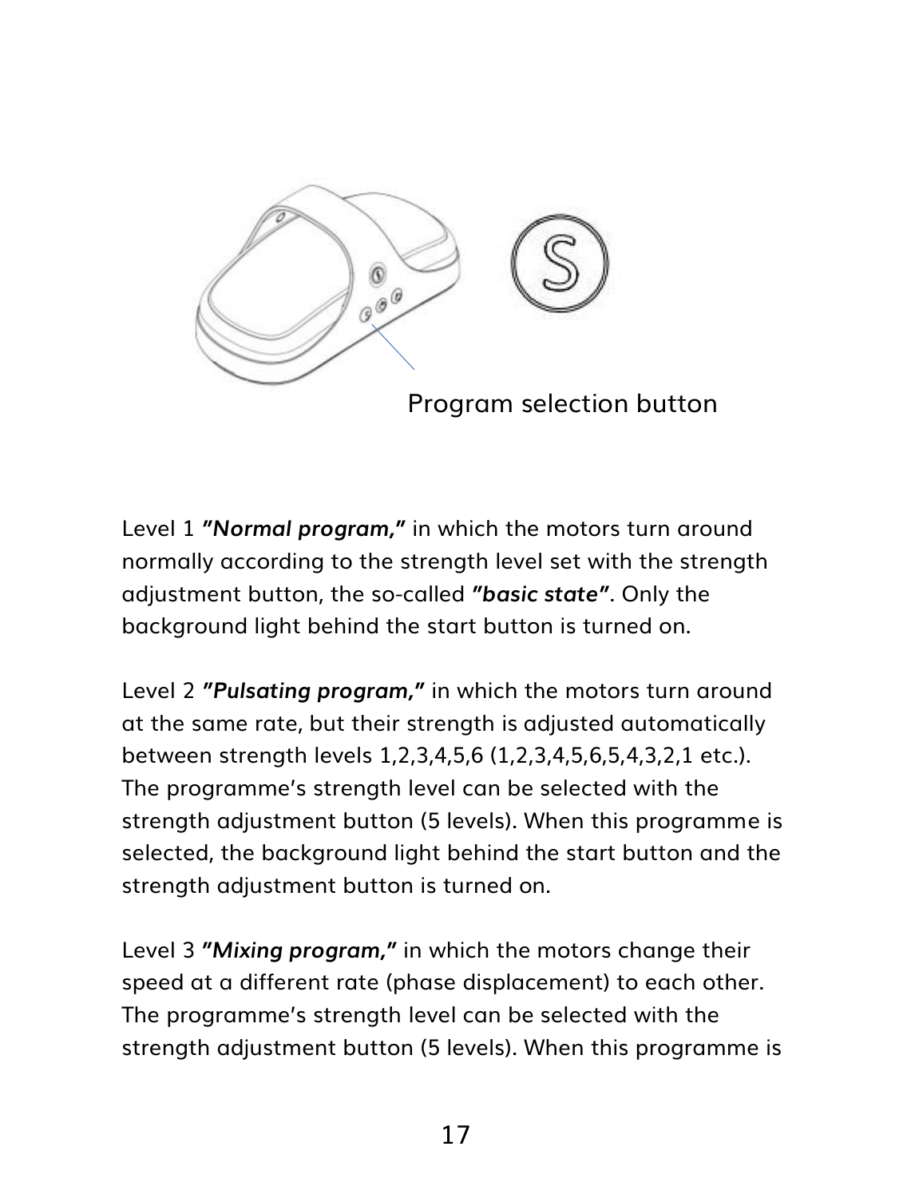Program selection button

Level 1 ***"Normal program,"*** in which the motors turn around normally according to the strength level set with the strength adjustment button, the so-called ***"basic state"***. Only the background light behind the start button is turned on.

Level 2 ***"Pulsating program,"*** in which the motors turn around at the same rate, but their strength is adjusted automatically between strength levels 1,2,3,4,5,6 (1,2,3,4,5,6,5,4,3,2,1 etc.). The programme's strength level can be selected with the strength adjustment button (5 levels). When this programme is selected, the background light behind the start button and the strength adjustment button is turned on.

Level 3 ***"Mixing program,"*** in which the motors change their speed at a different rate (phase displacement) to each other. The programme's strength level can be selected with the strength adjustment button (5 levels). When this programme is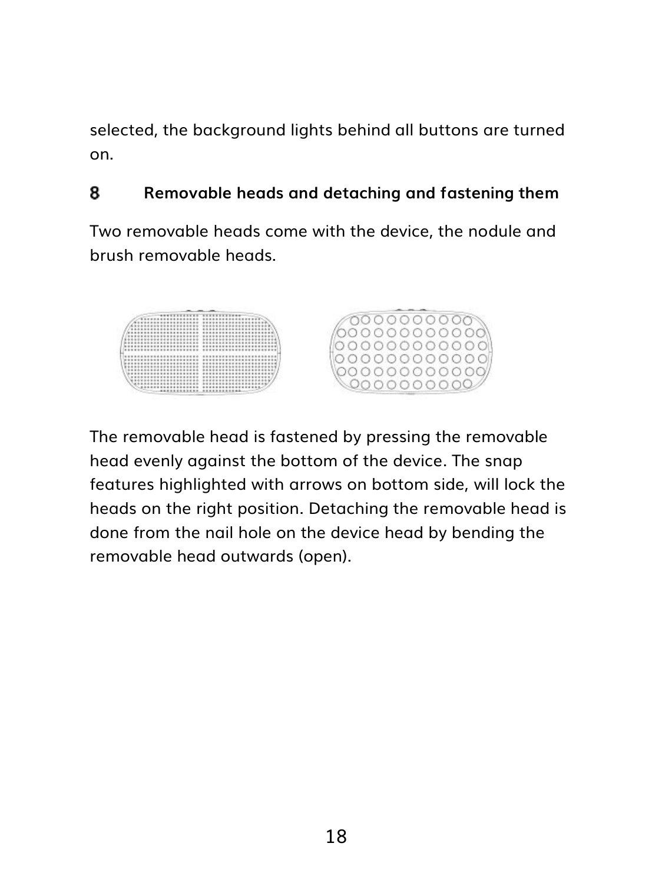selected, the background lights behind all buttons are turned on.

## 8 Removable heads and detaching and fastening them

Two removable heads come with the device, the nodule and brush removable heads.

The removable head is fastened by pressing the removable head evenly against the bottom of the device. The snap features highlighted with arrows on bottom side, will lock the heads on the right position. Detaching the removable head is done from the nail hole on the device head by bending the removable head outwards (open).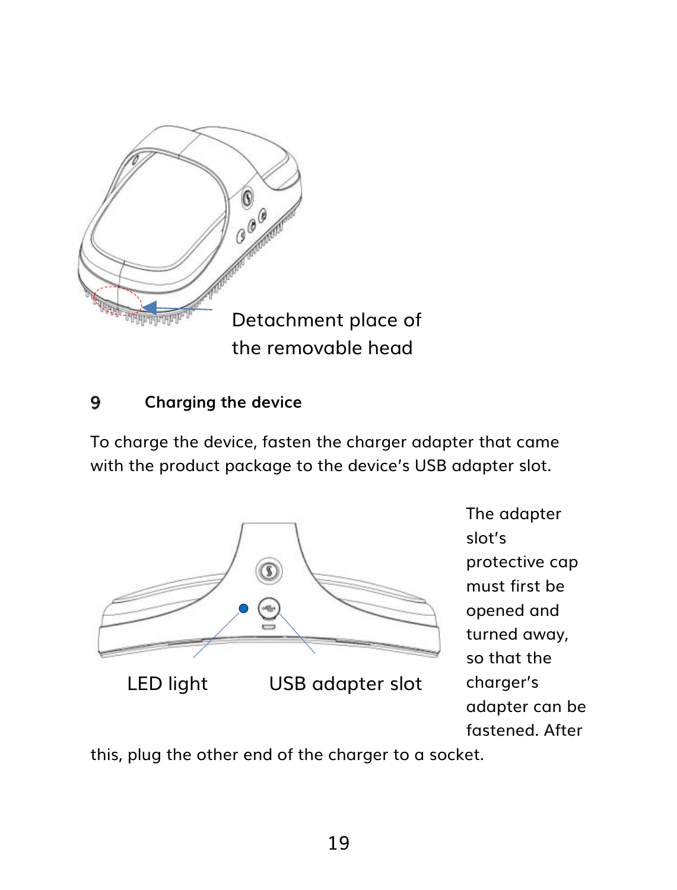Detachment place of the removable head

## 9 Charging the device

To charge the device, fasten the charger adapter that came with the product package to the device's USB adapter slot.

LED light

USB adapter slot

The adapter slot's protective cap must first be opened and turned away, so that the charger's adapter can be fastened. After this, plug the other end of the charger to a socket.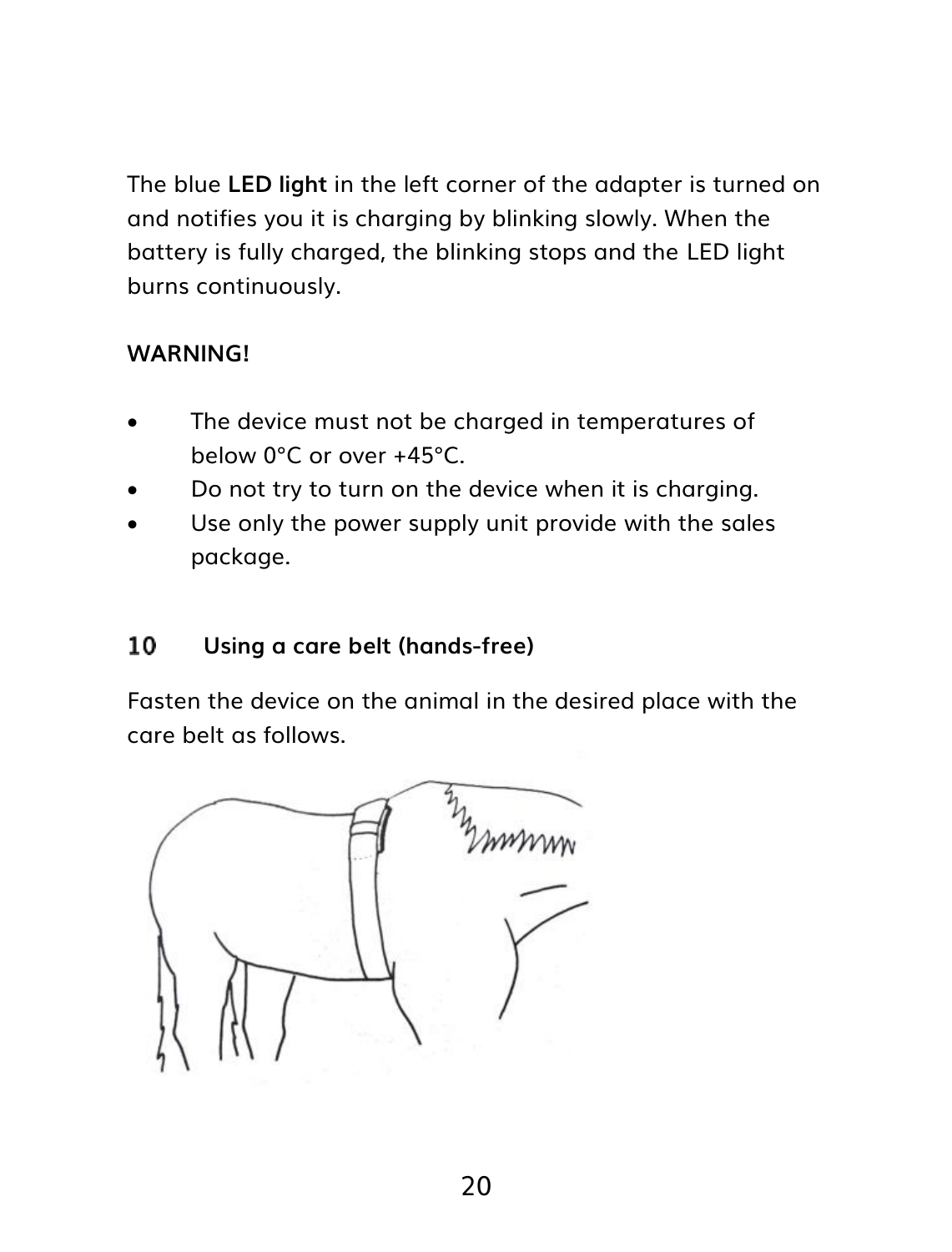The blue **LED light** in the left corner of the adapter is turned on and notifies you it is charging by blinking slowly. When the battery is fully charged, the blinking stops and the LED light burns continuously.

**WARNING!**

- The device must not be charged in temperatures of below 0°C or over +45°C.
- Do not try to turn on the device when it is charging.
- Use only the power supply unit provide with the sales package.

## 10 Using a care belt (hands-free)

Fasten the device on the animal in the desired place with the care belt as follows.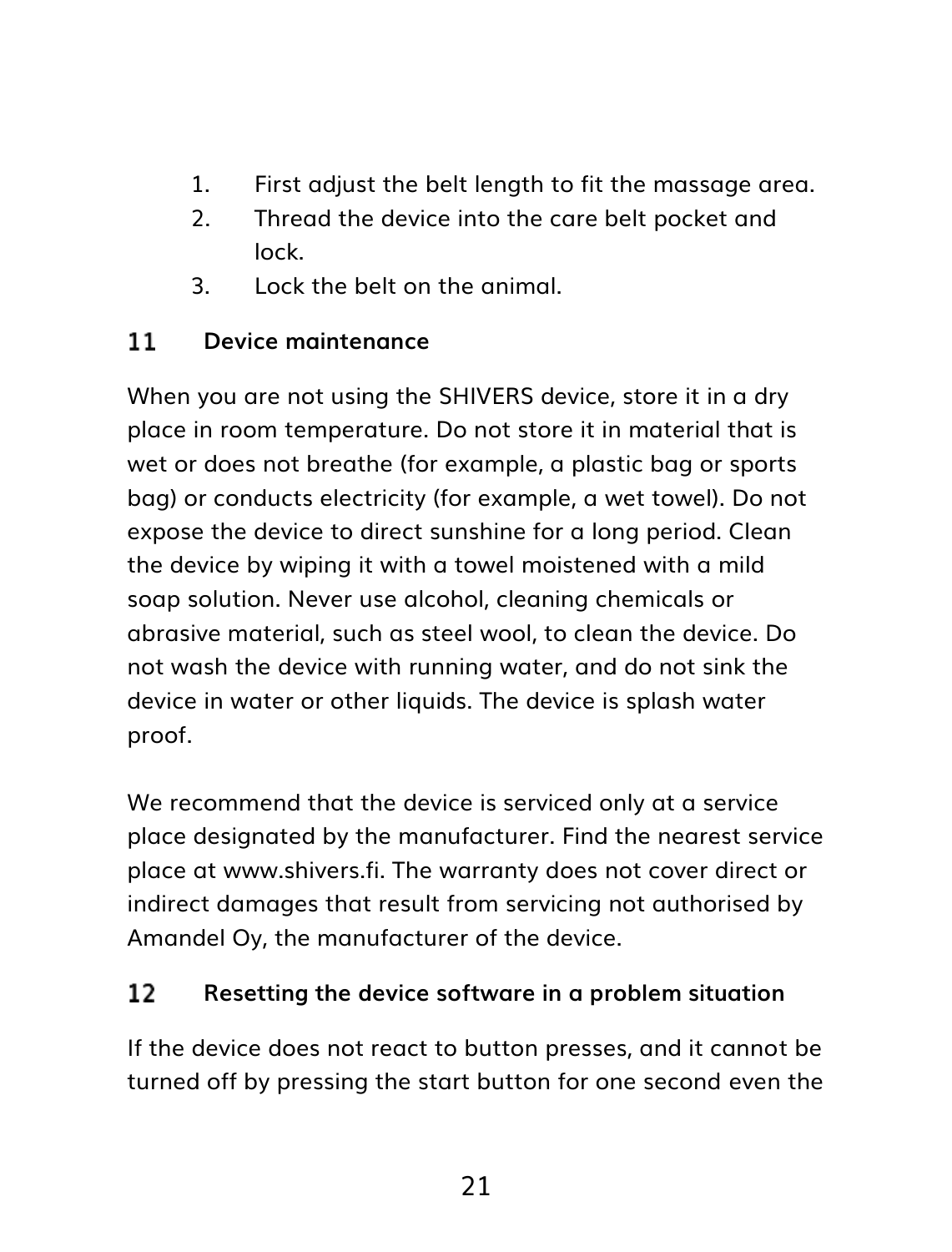1. First adjust the belt length to fit the massage area.
2. Thread the device into the care belt pocket and lock.
3. Lock the belt on the animal.

## 11 Device maintenance

When you are not using the SHIVERS device, store it in a dry place in room temperature. Do not store it in material that is wet or does not breathe (for example, a plastic bag or sports bag) or conducts electricity (for example, a wet towel). Do not expose the device to direct sunshine for a long period. Clean the device by wiping it with a towel moistened with a mild soap solution. Never use alcohol, cleaning chemicals or abrasive material, such as steel wool, to clean the device. Do not wash the device with running water, and do not sink the device in water or other liquids. The device is splash water proof.

We recommend that the device is serviced only at a service place designated by the manufacturer. Find the nearest service place at www.shivers.fi. The warranty does not cover direct or indirect damages that result from servicing not authorised by Amandel Oy, the manufacturer of the device.

## 12 Resetting the device software in a problem situation

If the device does not react to button presses, and it cannot be turned off by pressing the start button for one second even the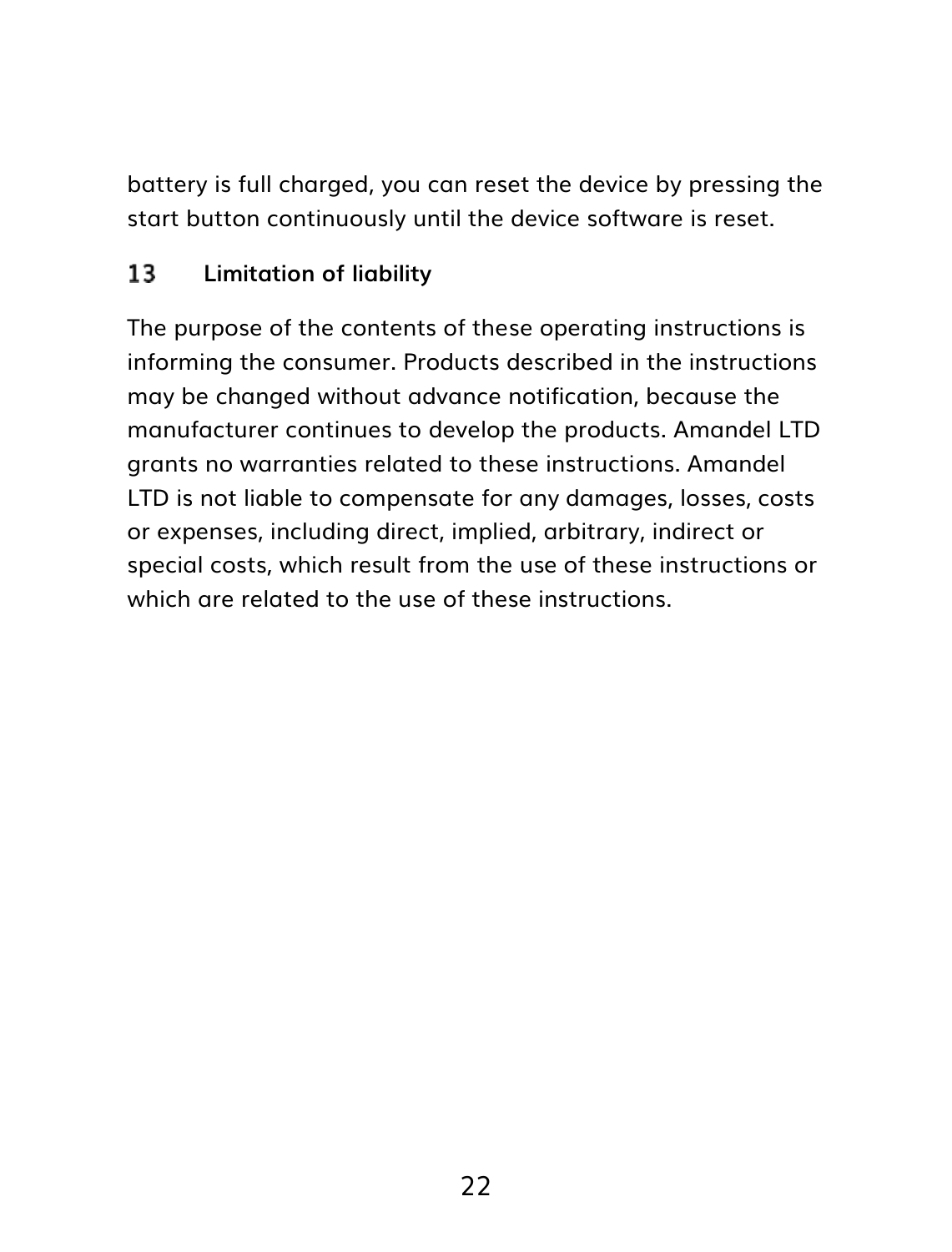battery is full charged, you can reset the device by pressing the start button continuously until the device software is reset.

## 13 Limitation of liability

The purpose of the contents of these operating instructions is informing the consumer. Products described in the instructions may be changed without advance notification, because the manufacturer continues to develop the products. Amandel LTD grants no warranties related to these instructions. Amandel LTD is not liable to compensate for any damages, losses, costs or expenses, including direct, implied, arbitrary, indirect or special costs, which result from the use of these instructions or which are related to the use of these instructions.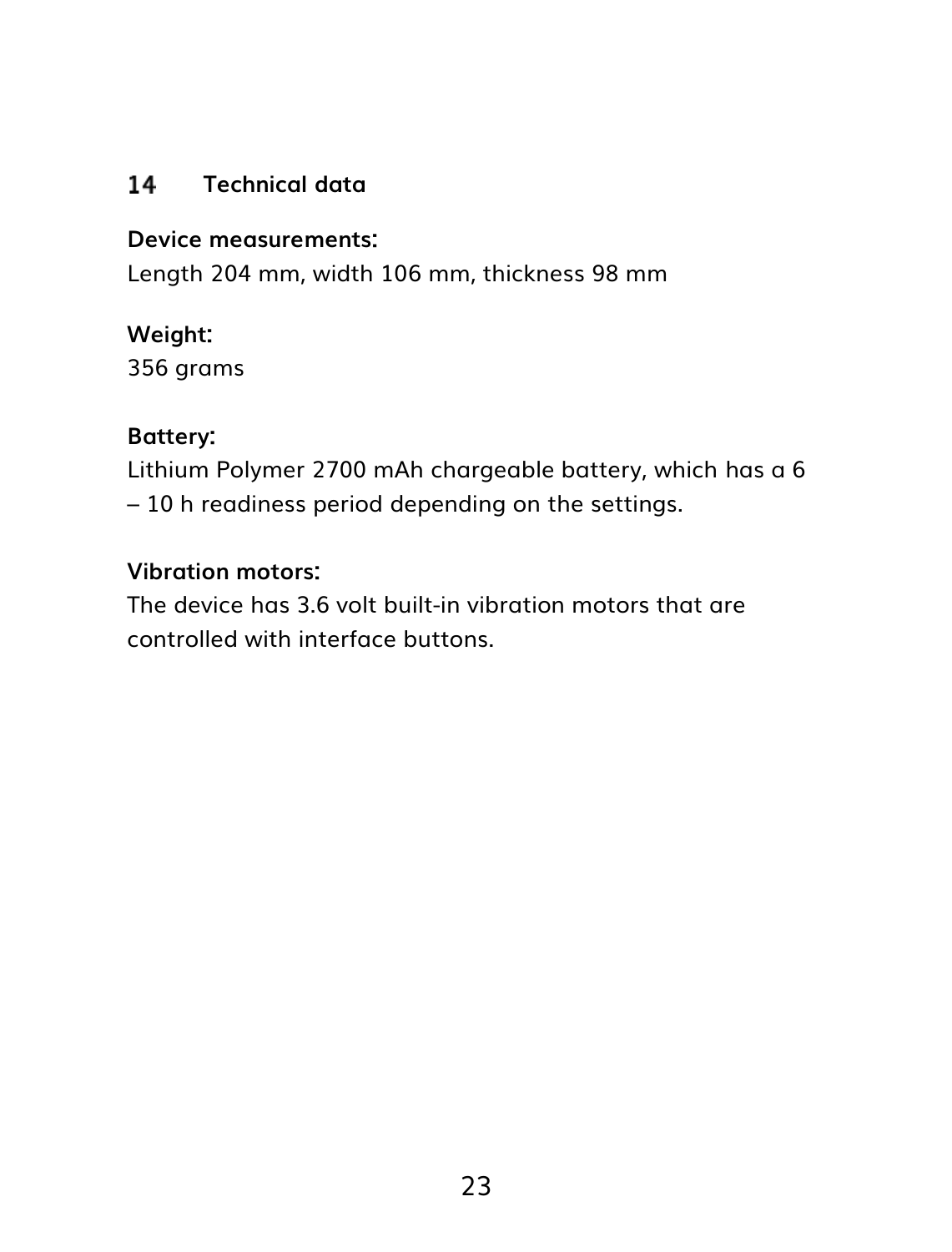## 14 Technical data

**Device measurements:**

Length 204 mm, width 106 mm, thickness 98 mm

**Weight:**

356 grams

**Battery:**

Lithium Polymer 2700 mAh chargeable battery, which has a 6 – 10 h readiness period depending on the settings.

**Vibration motors:**

The device has 3.6 volt built-in vibration motors that are controlled with interface buttons.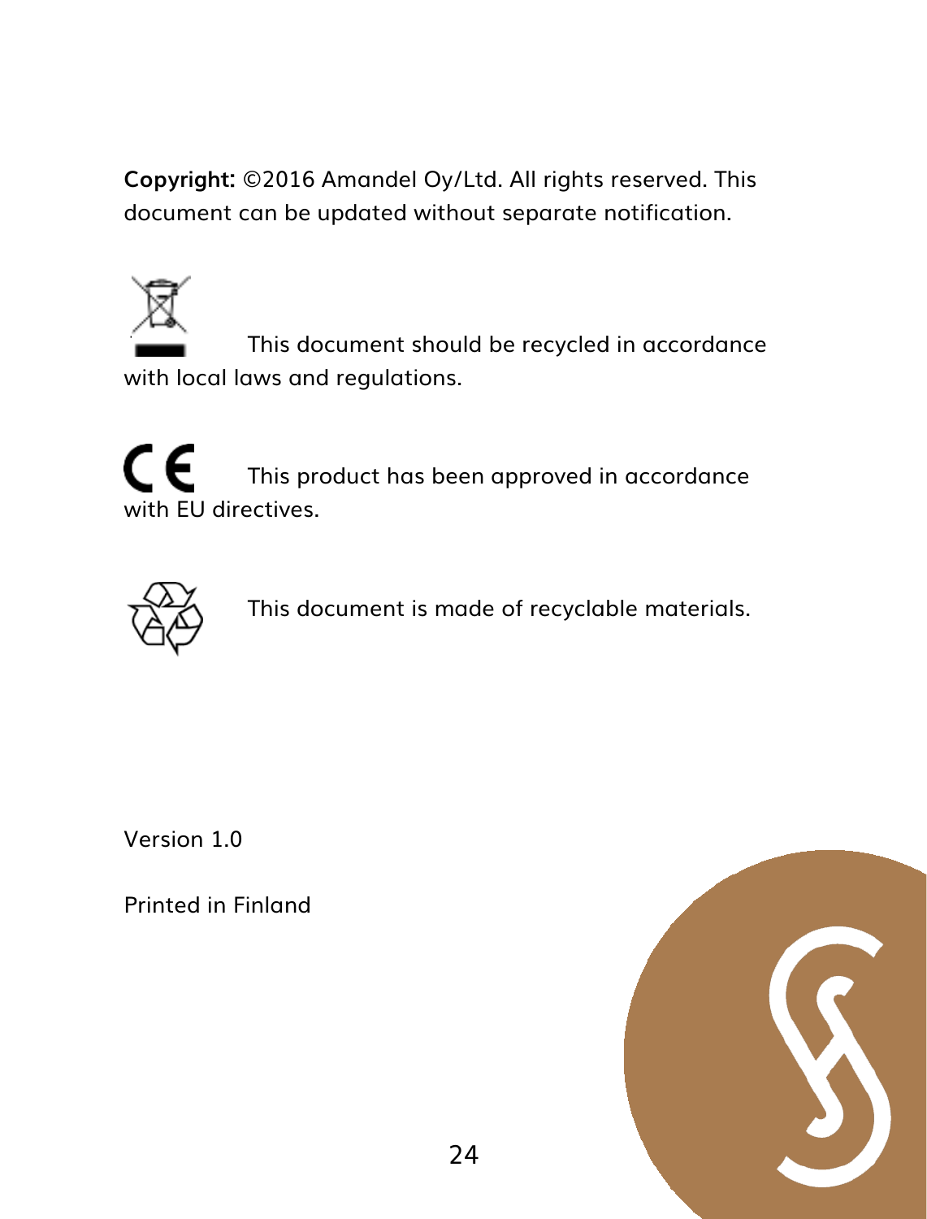**Copyright:** ©2016 Amandel Oy/Ltd. All rights reserved. This document can be updated without separate notification.

This document should be recycled in accordance with local laws and regulations.

This product has been approved in accordance with EU directives.

This document is made of recyclable materials.

Version 1.0

Printed in Finland